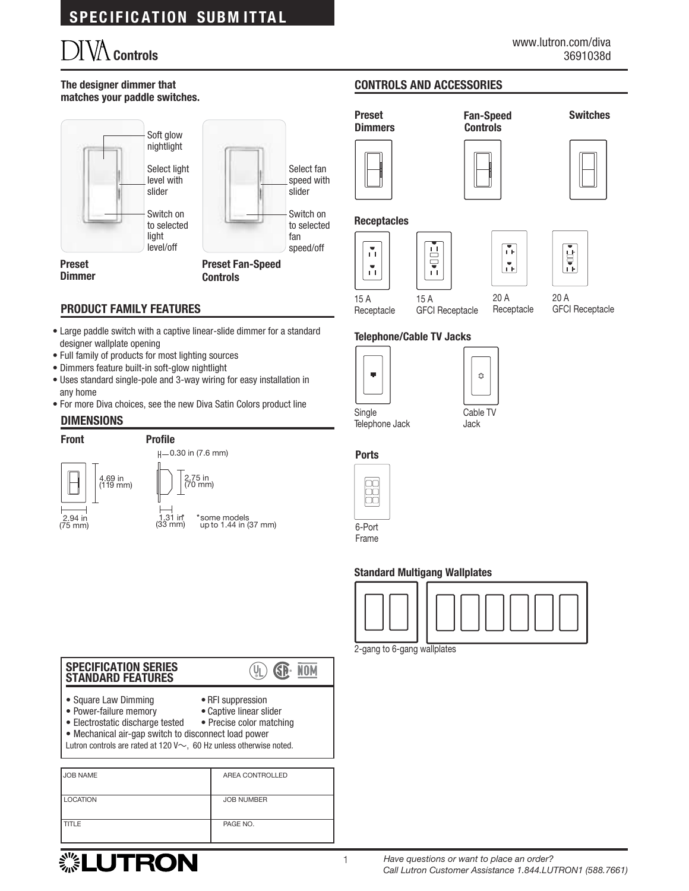# SPECIFICATION SUBMITTAL

# DIVA Controls

www.lutron.com/diva
3691038d

**The designer dimmer that matches your paddle switches.**

Soft glow nightlight

Select light level with slider

Switch on to selected light level/off

**Preset Dimmer**

Select fan speed with slider

Switch on to selected fan speed/off

**Preset Fan-Speed Controls**

## PRODUCT FAMILY FEATURES

- Large paddle switch with a captive linear-slide dimmer for a standard designer wallplate opening
- Full family of products for most lighting sources
- Dimmers feature built-in soft-glow nightlight
- Uses standard single-pole and 3-way wiring for easy installation in any home
- For more Diva choices, see the new Diva Satin Colors product line

## DIMENSIONS

**Front**

4.69 in (119 mm)

2.94 in (75 mm)

**Profile**

0.30 in (7.6 mm)

2.75 in (70 mm)

1.31 in* (33 mm)

*some models up to 1.44 in (37 mm)

## CONTROLS AND ACCESSORIES

**Preset Dimmers**

**Fan-Speed Controls**

**Switches**

### Receptacles

15 A Receptacle

15 A GFCI Receptacle

20 A Receptacle

20 A GFCI Receptacle

### Telephone/Cable TV Jacks

Single Telephone Jack

Cable TV Jack

### Ports

6-Port Frame

### Standard Multigang Wallplates

2-gang to 6-gang wallplates

## SPECIFICATION SERIES STANDARD FEATURES

- Square Law Dimming
- Power-failure memory
- Electrostatic discharge tested
- Mechanical air-gap switch to disconnect load power
- RFI suppression
- Captive linear slider
- Precise color matching

Lutron controls are rated at 120 V~, 60 Hz unless otherwise noted.

| JOB NAME | AREA CONTROLLED |
| --- | --- |
| LOCATION | JOB NUMBER |
| TITLE | PAGE NO. |

LUTRON

*Have questions or want to place an order?*
*Call Lutron Customer Assistance 1.844.LUTRON1 (588.7661)*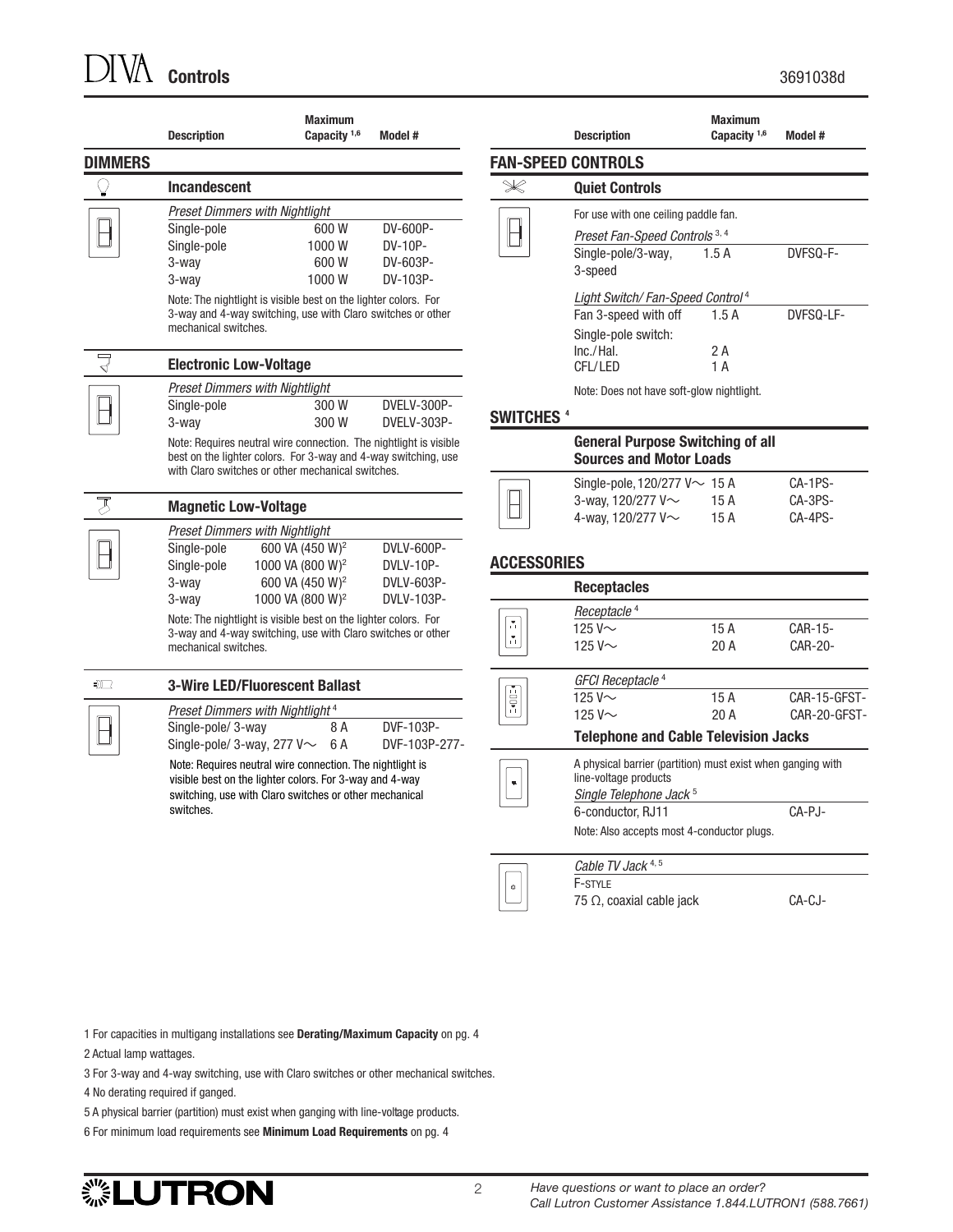# DIVA Controls

3691038d

| Description | Maximum Capacity [1,6] | Model # |
|---|---|---|

## DIMMERS

### Incandescent

| *Preset Dimmers with Nightlight* | | |
|---|---|---|
| Single-pole | 600 W | DV-600P- |
| Single-pole | 1000 W | DV-10P- |
| 3-way | 600 W | DV-603P- |
| 3-way | 1000 W | DV-103P- |

Note: The nightlight is visible best on the lighter colors. For 3-way and 4-way switching, use with Claro switches or other mechanical switches.

### Electronic Low-Voltage

| *Preset Dimmers with Nightlight* | | |
|---|---|---|
| Single-pole | 300 W | DVELV-300P- |
| 3-way | 300 W | DVELV-303P- |

Note: Requires neutral wire connection. The nightlight is visible best on the lighter colors. For 3-way and 4-way switching, use with Claro switches or other mechanical switches.

### Magnetic Low-Voltage

| *Preset Dimmers with Nightlight* | | |
|---|---|---|
| Single-pole | 600 VA (450 W)[2] | DVLV-600P- |
| Single-pole | 1000 VA (800 W)[2] | DVLV-10P- |
| 3-way | 600 VA (450 W)[2] | DVLV-603P- |
| 3-way | 1000 VA (800 W)[2] | DVLV-103P- |

Note: The nightlight is visible best on the lighter colors. For 3-way and 4-way switching, use with Claro switches or other mechanical switches.

### 3-Wire LED/Fluorescent Ballast

| *Preset Dimmers with Nightlight* [4] | | |
|---|---|---|
| Single-pole/ 3-way | 8 A | DVF-103P- |
| Single-pole/ 3-way, 277 V~ | 6 A | DVF-103P-277- |

Note: Requires neutral wire connection. The nightlight is visible best on the lighter colors. For 3-way and 4-way switching, use with Claro switches or other mechanical switches.

## FAN-SPEED CONTROLS

### Quiet Controls

For use with one ceiling paddle fan.

| *Preset Fan-Speed Controls* [3, 4] | | |
|---|---|---|
| Single-pole/3-way, 3-speed | 1.5 A | DVFSQ-F- |

| *Light Switch/ Fan-Speed Control* [4] | | |
|---|---|---|
| Fan 3-speed with off | 1.5 A | DVFSQ-LF- |
| Single-pole switch: | | |
| Inc./Hal. | 2 A | |
| CFL/LED | 1 A | |

Note: Does not have soft-glow nightlight.

## SWITCHES [4]

### General Purpose Switching of all Sources and Motor Loads

| | | |
|---|---|---|
| Single-pole, 120/277 V~ | 15 A | CA-1PS- |
| 3-way, 120/277 V~ | 15 A | CA-3PS- |
| 4-way, 120/277 V~ | 15 A | CA-4PS- |

## ACCESSORIES

### Receptacles

| *Receptacle* [4] | | |
|---|---|---|
| 125 V~ | 15 A | CAR-15- |
| 125 V~ | 20 A | CAR-20- |

| *GFCI Receptacle* [4] | | |
|---|---|---|
| 125 V~ | 15 A | CAR-15-GFST- |
| 125 V~ | 20 A | CAR-20-GFST- |

### Telephone and Cable Television Jacks

A physical barrier (partition) must exist when ganging with line-voltage products

| *Single Telephone Jack* [5] | |
|---|---|
| 6-conductor, RJ11 | CA-PJ- |

Note: Also accepts most 4-conductor plugs.

| *Cable TV Jack* [4, 5] | |
|---|---|
| F-STYLE | |
| 75 Ω, coaxial cable jack | CA-CJ- |

1 For capacities in multigang installations see **Derating/Maximum Capacity** on pg. 4

2 Actual lamp wattages.

3 For 3-way and 4-way switching, use with Claro switches or other mechanical switches.

4 No derating required if ganged.

5 A physical barrier (partition) must exist when ganging with line-voltage products.

6 For minimum load requirements see **Minimum Load Requirements** on pg. 4

*Have questions or want to place an order? Call Lutron Customer Assistance 1.844.LUTRON1 (588.7661)*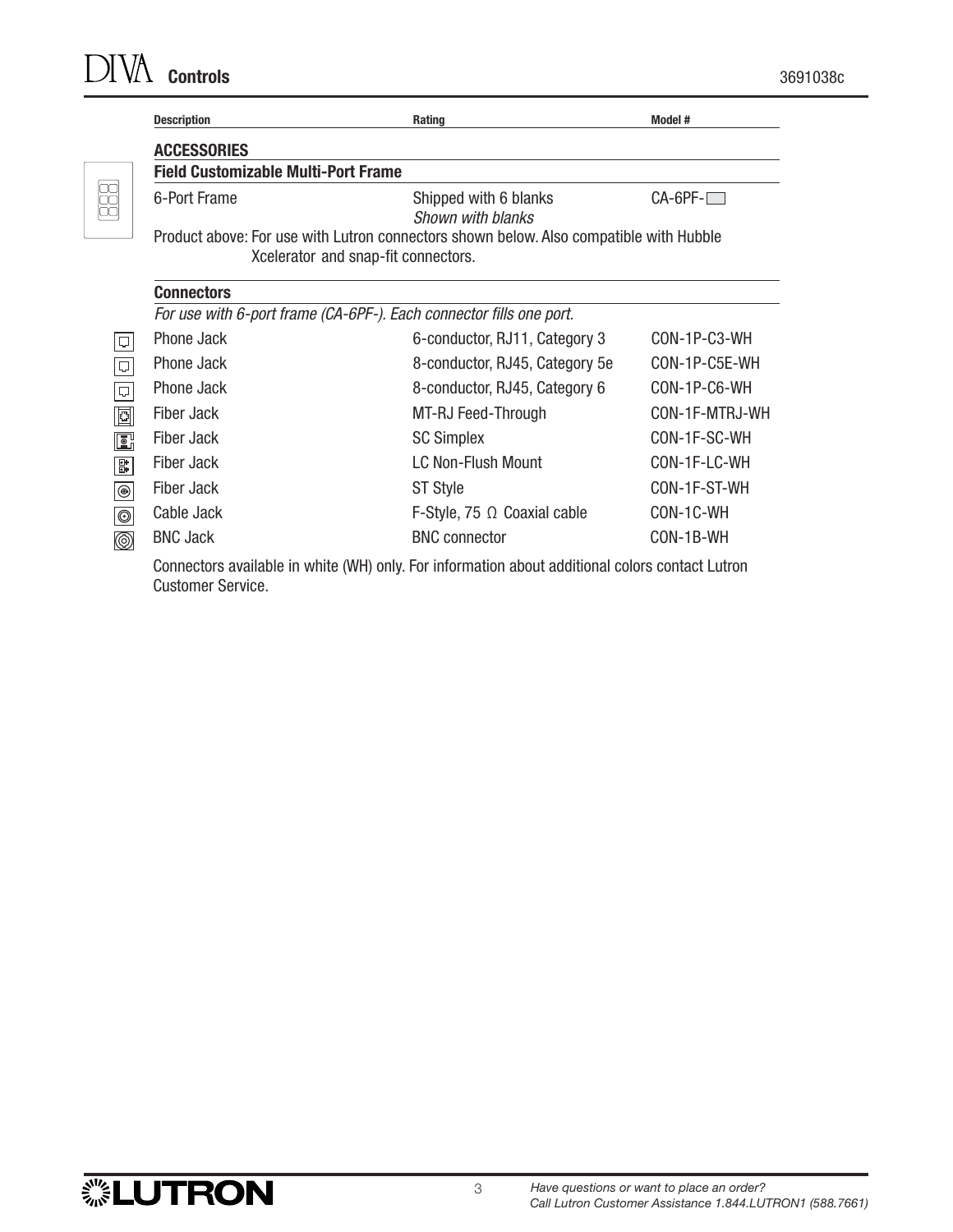| Description | Rating | Model # |
|---|---|---|
| **ACCESSORIES** | | |
| **Field Customizable Multi-Port Frame** | | |
| 6-Port Frame | Shipped with 6 blanks *Shown with blanks* | CA-6PF-☐ |

Product above: For use with Lutron connectors shown below. Also compatible with Hubble Xcelerator and snap-fit connectors.

**Connectors**

*For use with 6-port frame (CA-6PF-). Each connector fills one port.*

| Description | Rating | Model # |
|---|---|---|
| Phone Jack | 6-conductor, RJ11, Category 3 | CON-1P-C3-WH |
| Phone Jack | 8-conductor, RJ45, Category 5e | CON-1P-C5E-WH |
| Phone Jack | 8-conductor, RJ45, Category 6 | CON-1P-C6-WH |
| Fiber Jack | MT-RJ Feed-Through | CON-1F-MTRJ-WH |
| Fiber Jack | SC Simplex | CON-1F-SC-WH |
| Fiber Jack | LC Non-Flush Mount | CON-1F-LC-WH |
| Fiber Jack | ST Style | CON-1F-ST-WH |
| Cable Jack | F-Style, 75 Ω Coaxial cable | CON-1C-WH |
| BNC Jack | BNC connector | CON-1B-WH |

Connectors available in white (WH) only. For information about additional colors contact Lutron Customer Service.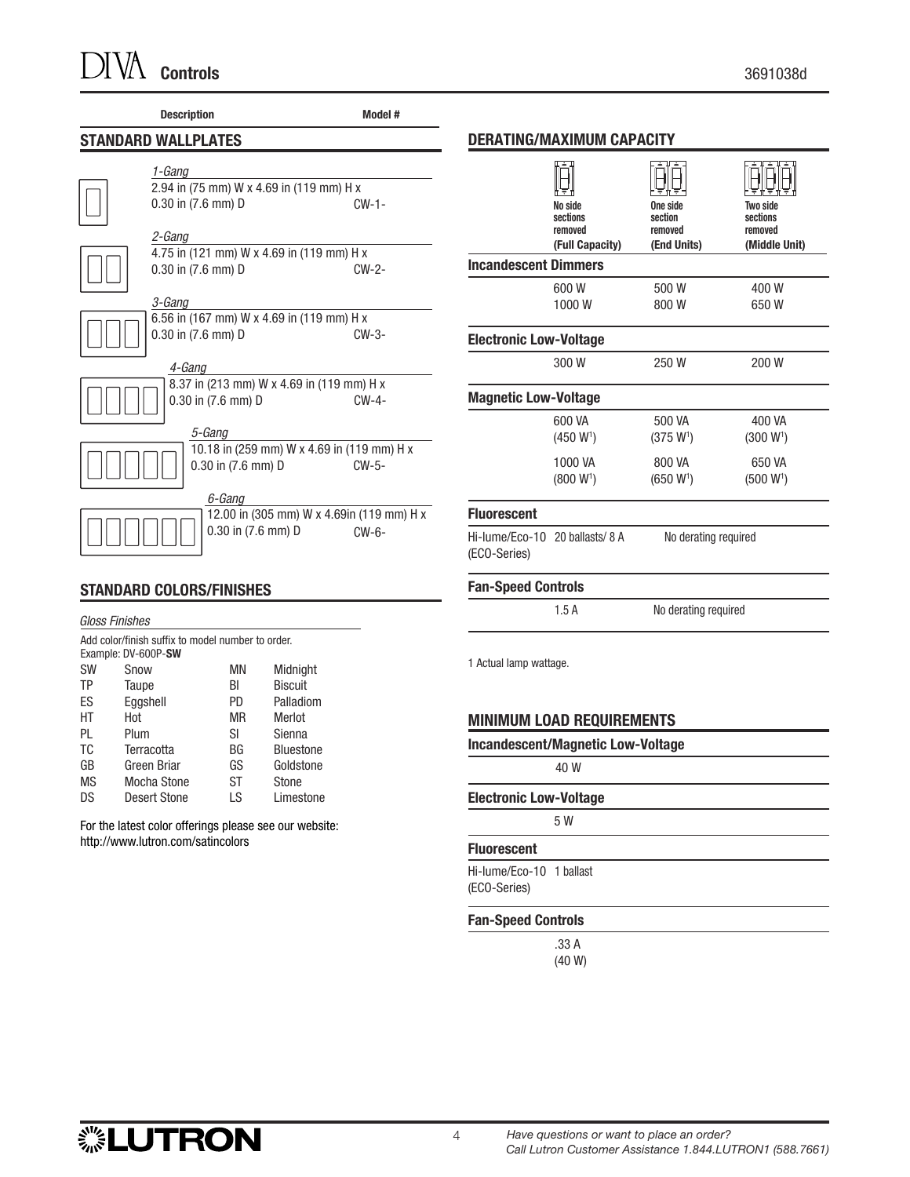## STANDARD WALLPLATES

| Description | Model # |
|---|---|
| *1-Gang* 2.94 in (75 mm) W x 4.69 in (119 mm) H x 0.30 in (7.6 mm) D | CW-1- |
| *2-Gang* 4.75 in (121 mm) W x 4.69 in (119 mm) H x 0.30 in (7.6 mm) D | CW-2- |
| *3-Gang* 6.56 in (167 mm) W x 4.69 in (119 mm) H x 0.30 in (7.6 mm) D | CW-3- |
| *4-Gang* 8.37 in (213 mm) W x 4.69 in (119 mm) H x 0.30 in (7.6 mm) D | CW-4- |
| *5-Gang* 10.18 in (259 mm) W x 4.69 in (119 mm) H x 0.30 in (7.6 mm) D | CW-5- |
| *6-Gang* 12.00 in (305 mm) W x 4.69in (119 mm) H x 0.30 in (7.6 mm) D | CW-6- |

## STANDARD COLORS/FINISHES

*Gloss Finishes*

Add color/finish suffix to model number to order.
Example: DV-600P-**SW**

| | | | |
|---|---|---|---|
| SW | Snow | MN | Midnight |
| TP | Taupe | BI | Biscuit |
| ES | Eggshell | PD | Palladiom |
| HT | Hot | MR | Merlot |
| PL | Plum | SI | Sienna |
| TC | Terracotta | BG | Bluestone |
| GB | Green Briar | GS | Goldstone |
| MS | Mocha Stone | ST | Stone |
| DS | Desert Stone | LS | Limestone |

For the latest color offerings please see our website:
http://www.lutron.com/satincolors

## DERATING/MAXIMUM CAPACITY

| | No side sections removed (Full Capacity) | One side section removed (End Units) | Two side sections removed (Middle Unit) |
|---|---|---|---|
| **Incandescent Dimmers** | | | |
| | 600 W | 500 W | 400 W |
| | 1000 W | 800 W | 650 W |
| **Electronic Low-Voltage** | | | |
| | 300 W | 250 W | 200 W |
| **Magnetic Low-Voltage** | | | |
| | 600 VA (450 W[1]) | 500 VA (375 W[1]) | 400 VA (300 W[1]) |
| | 1000 VA (800 W[1]) | 800 VA (650 W[1]) | 650 VA (500 W[1]) |
| **Fluorescent** | | | |
| Hi-lume/Eco-10 (ECO-Series) | 20 ballasts/ 8 A | No derating required | |
| **Fan-Speed Controls** | | | |
| | 1.5 A | No derating required | |

1 Actual lamp wattage.

## MINIMUM LOAD REQUIREMENTS

**Incandescent/Magnetic Low-Voltage**

40 W

**Electronic Low-Voltage**

5 W

**Fluorescent**

Hi-lume/Eco-10 (ECO-Series) 1 ballast

**Fan-Speed Controls**

.33 A
(40 W)

*Have questions or want to place an order?
Call Lutron Customer Assistance 1.844.LUTRON1 (588.7661)*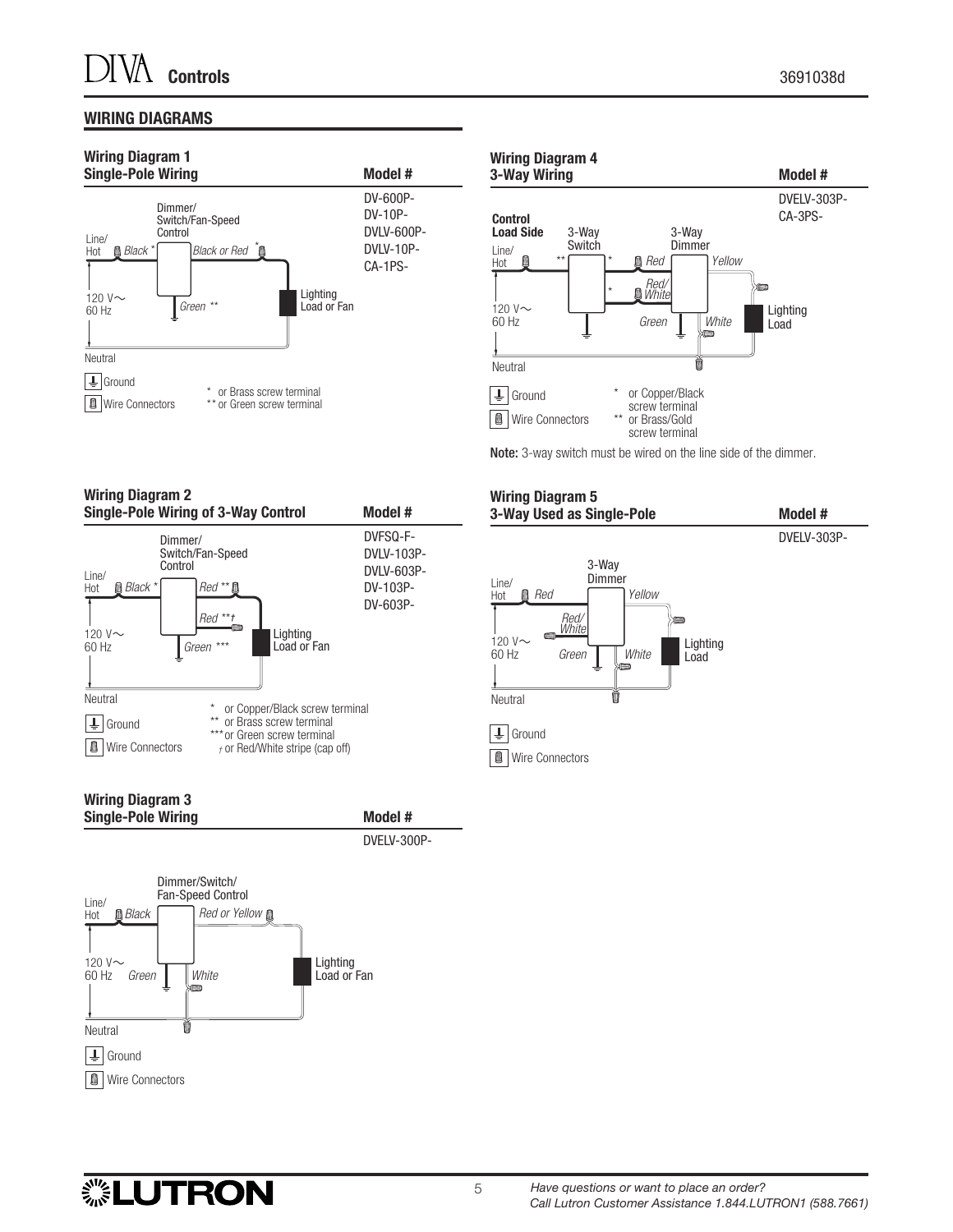## WIRING DIAGRAMS

### Wiring Diagram 1
**Single-Pole Wiring**

**Model #**
DV-600P-
DV-10P-
DVLV-600P-
DVLV-10P-
CA-1PS-

Dimmer/ Switch/Fan-Speed Control

Line/ Hot — Black * — Black or Red * — Lighting Load or Fan

120 V~ 60 Hz — Green ** — Neutral

Ground

Wire Connectors

\* or Brass screw terminal
** or Green screw terminal

### Wiring Diagram 2
**Single-Pole Wiring of 3-Way Control**

**Model #**
DVFSQ-F-
DVLV-103P-
DVLV-603P-
DV-103P-
DV-603P-

Dimmer/ Switch/Fan-Speed Control

Line/ Hot — Black * — Red ** — Red **† — Lighting Load or Fan

120 V~ 60 Hz — Green *** — Neutral

Ground

Wire Connectors

\* or Copper/Black screw terminal
** or Brass screw terminal
*** or Green screw terminal
† or Red/White stripe (cap off)

### Wiring Diagram 3
**Single-Pole Wiring**

**Model #**
DVELV-300P-

Dimmer/Switch/ Fan-Speed Control

Line/ Hot — Black — Red or Yellow — Lighting Load or Fan

120 V~ 60 Hz — Green — White — Neutral

Ground

Wire Connectors

### Wiring Diagram 4
**3-Way Wiring**

**Model #**
DVELV-303P-
CA-3PS-

Control Load Side

3-Way Switch — 3-Way Dimmer

Line/ Hot — ** — * — Red — * — Red/White — Yellow — Lighting Load

120 V~ 60 Hz — Green — White — Neutral

Ground

Wire Connectors

\* or Copper/Black screw terminal
** or Brass/Gold screw terminal

**Note:** 3-way switch must be wired on the line side of the dimmer.

### Wiring Diagram 5
**3-Way Used as Single-Pole**

**Model #**
DVELV-303P-

3-Way Dimmer

Line/ Hot — Red — Yellow — Red/White — Lighting Load

120 V~ 60 Hz — Green — White — Neutral

Ground

Wire Connectors

*Have questions or want to place an order?*
*Call Lutron Customer Assistance 1.844.LUTRON1 (588.7661)*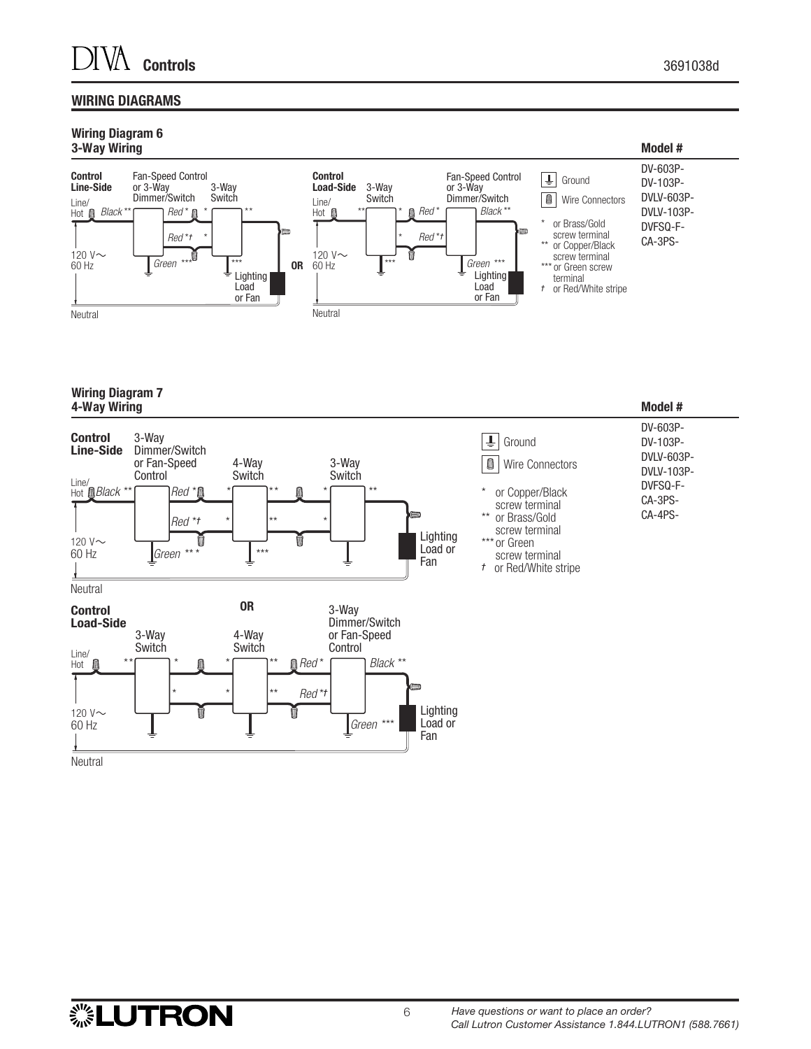## WIRING DIAGRAMS

### Wiring Diagram 6
**3-Way Wiring**

**Model #**

DV-603P-
DV-103P-
DVLV-603P-
DVLV-103P-
DVFSQ-F-
CA-3PS-

**Control Line-Side**

Fan-Speed Control or 3-Way Dimmer/Switch — 3-Way Switch

Line/Hot — *Black* ** — *Red* * — *Red* *† — *Green* *** — Lighting Load or Fan

120 V~ 60 Hz

Neutral

**OR**

**Control Load-Side**

3-Way Switch — Fan-Speed Control or 3-Way Dimmer/Switch

Line/Hot — *Red* * — *Red* *† — *Black* ** — *Green* *** — Lighting Load or Fan

120 V~ 60 Hz

Neutral

Ground

Wire Connectors

\* or Brass/Gold screw terminal
** or Copper/Black screw terminal
*** or Green screw terminal
† or Red/White stripe

### Wiring Diagram 7
**4-Way Wiring**

**Model #**

DV-603P-
DV-103P-
DVLV-603P-
DVLV-103P-
DVFSQ-F-
CA-3PS-
CA-4PS-

**Control Line-Side**

3-Way Dimmer/Switch or Fan-Speed Control — 4-Way Switch — 3-Way Switch

Line/Hot — *Black* ** — *Red* * — *Red* *† — *Green* *** — Lighting Load or Fan

120 V~ 60 Hz

Neutral

**OR**

**Control Load-Side**

3-Way Switch — 4-Way Switch — 3-Way Dimmer/Switch or Fan-Speed Control

Line/Hot — *Red* * — *Red* *† — *Black* ** — *Green* *** — Lighting Load or Fan

120 V~ 60 Hz

Neutral

Ground

Wire Connectors

\* or Copper/Black screw terminal
** or Brass/Gold screw terminal
*** or Green screw terminal
† or Red/White stripe

*Have questions or want to place an order?*
*Call Lutron Customer Assistance 1.844.LUTRON1 (588.7661)*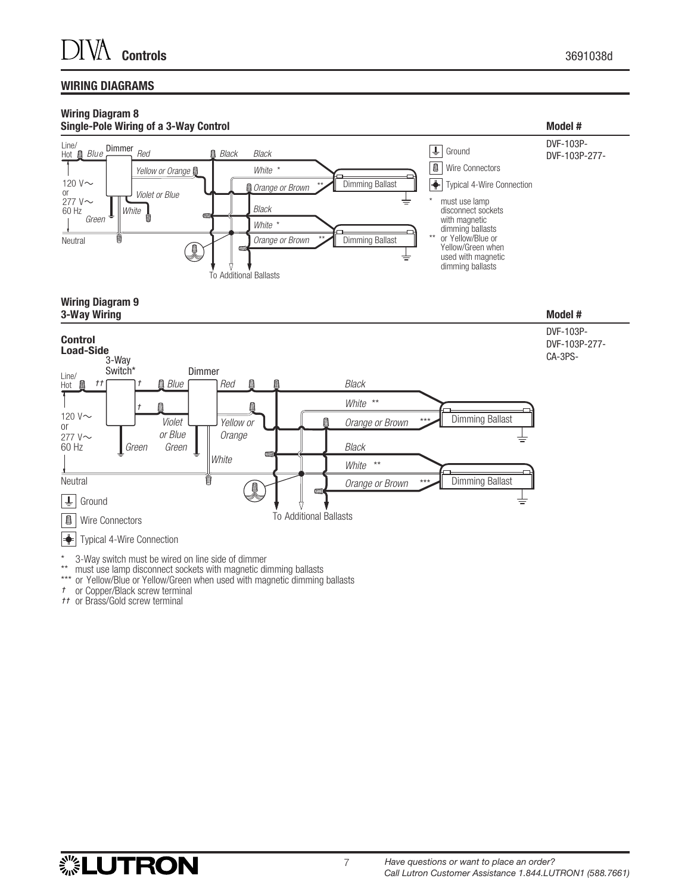## WIRING DIAGRAMS

### Wiring Diagram 8
**Single-Pole Wiring of a 3-Way Control**

**Model #**
DVF-103P-
DVF-103P-277-

Line/Hot — Blue — Dimmer — Red — Black — Black
Yellow or Orange — White * — Orange or Brown ** — Dimming Ballast
120 V~ or 277 V~ 60 Hz — Violet or Blue — Black — White * — Orange or Brown ** — Dimming Ballast
Green — White
Neutral
To Additional Ballasts

Ground
Wire Connectors
Typical 4-Wire Connection

\* must use lamp disconnect sockets with magnetic dimming ballasts
\** or Yellow/Blue or Yellow/Green when used with magnetic dimming ballasts

### Wiring Diagram 9
**3-Way Wiring**

**Model #**
DVF-103P-
DVF-103P-277-
CA-3PS-

**Control Load-Side**

Line/Hot — †† — 3-Way Switch* — † — Blue — Dimmer — Red — Black
† — Violet or Blue — Yellow or Orange — White ** — Orange or Brown *** — Dimming Ballast
120 V~ or 277 V~ 60 Hz — Green — Green — White — Black — White ** — Orange or Brown *** — Dimming Ballast
Neutral
To Additional Ballasts

Ground
Wire Connectors
Typical 4-Wire Connection

\* 3-Way switch must be wired on line side of dimmer
\** must use lamp disconnect sockets with magnetic dimming ballasts
\*** or Yellow/Blue or Yellow/Green when used with magnetic dimming ballasts
† or Copper/Black screw terminal
†† or Brass/Gold screw terminal

*Have questions or want to place an order?*
*Call Lutron Customer Assistance 1.844.LUTRON1 (588.7661)*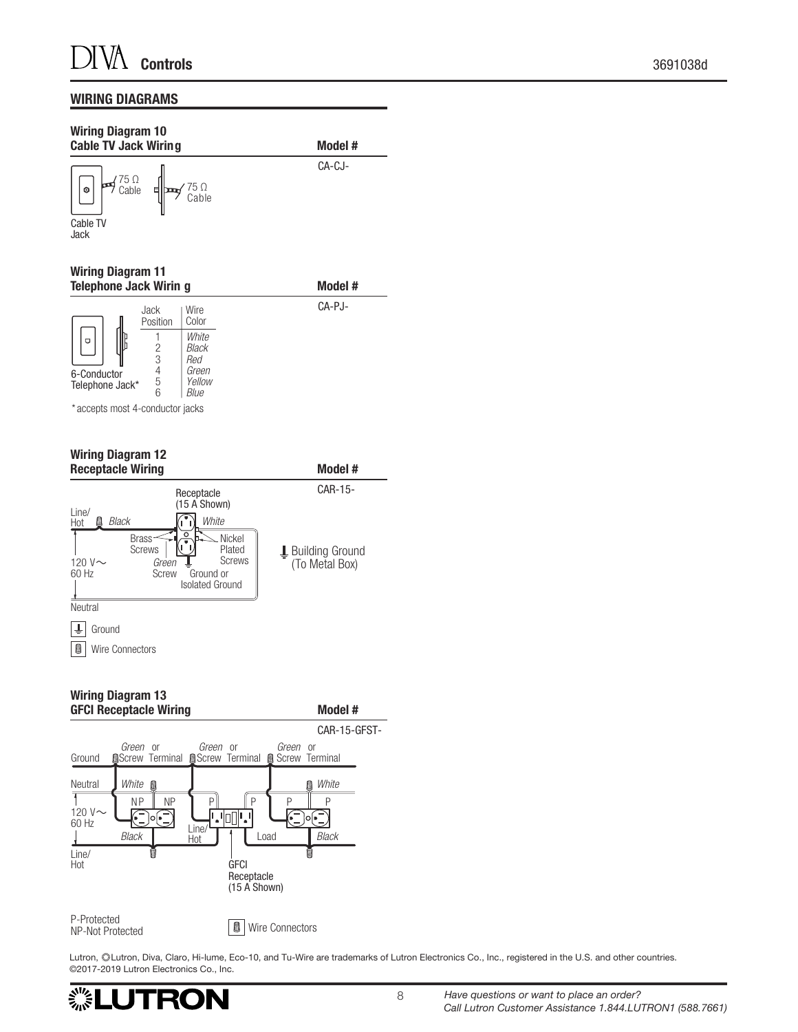## WIRING DIAGRAMS

### Wiring Diagram 10
**Cable TV Jack Wiring**

**Model #**

CA-CJ-

75 Ω Cable

75 Ω Cable

Cable TV Jack

### Wiring Diagram 11
**Telephone Jack Wirin g**

**Model #**

CA-PJ-

6-Conductor Telephone Jack*

| Jack Position | Wire Color |
|---|---|
| 1 | *White* |
| 2 | *Black* |
| 3 | *Red* |
| 4 | *Green* |
| 5 | *Yellow* |
| 6 | *Blue* |

*accepts most 4-conductor jacks

### Wiring Diagram 12
**Receptacle Wiring**

**Model #**

CAR-15-

Receptacle (15 A Shown)

Line/Hot

*Black*

*White*

Brass Screws

Nickel Plated Screws

120 V~ 60 Hz

*Green* Screw

Ground or Isolated Ground

Neutral

Building Ground (To Metal Box)

Ground

Wire Connectors

### Wiring Diagram 13
**GFCI Receptacle Wiring**

**Model #**

CAR-15-GFST-

Ground

*Green* or Screw Terminal

*Green* or Screw Terminal

*Green* or Screw Terminal

Neutral

*White*

*White*

NP NP P P P P

120 V~ 60 Hz

*Black*

Line/Hot

Load

*Black*

Line/Hot

GFCI Receptacle (15 A Shown)

P-Protected
NP-Not Protected

Wire Connectors

Lutron, Lutron, Diva, Claro, Hi-lume, Eco-10, and Tu-Wire are trademarks of Lutron Electronics Co., Inc., registered in the U.S. and other countries.
©2017-2019 Lutron Electronics Co., Inc.

*Have questions or want to place an order?*
*Call Lutron Customer Assistance 1.844.LUTRON1 (588.7661)*